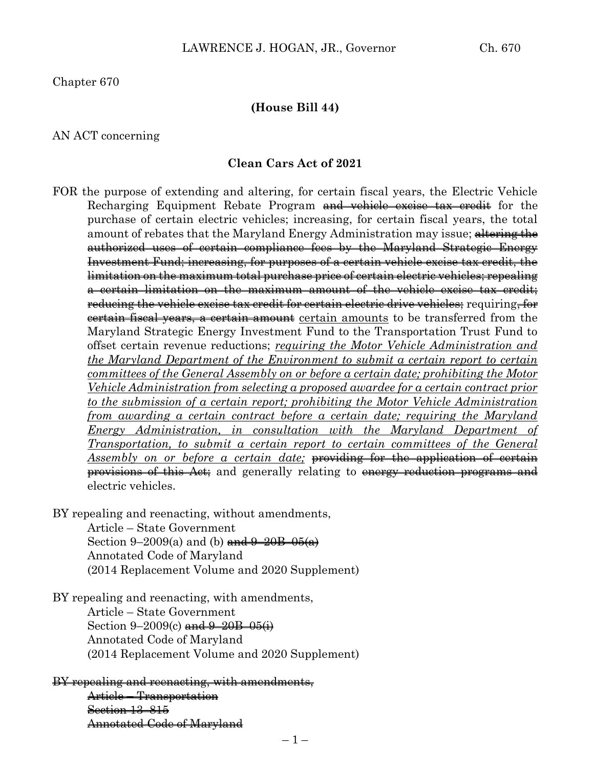Chapter 670

**(House Bill 44)**

AN ACT concerning

**Clean Cars Act of 2021**

FOR the purpose of extending and altering, for certain fiscal years, the Electric Vehicle Recharging Equipment Rebate Program ~~and vehicle excise tax credit~~ for the purchase of certain electric vehicles; increasing, for certain fiscal years, the total amount of rebates that the Maryland Energy Administration may issue; ~~altering the authorized uses of certain compliance fees by the Maryland Strategic Energy Investment Fund; increasing, for purposes of a certain vehicle excise tax credit, the limitation on the maximum total purchase price of certain electric vehicles; repealing a certain limitation on the maximum amount of the vehicle excise tax credit; reducing the vehicle excise tax credit for certain electric drive vehicles;~~ requiring~~, for certain fiscal years, a certain amount~~ <u>certain amounts</u> to be transferred from the Maryland Strategic Energy Investment Fund to the Transportation Trust Fund to offset certain revenue reductions; *<u>requiring the Motor Vehicle Administration and the Maryland Department of the Environment to submit a certain report to certain committees of the General Assembly on or before a certain date; prohibiting the Motor Vehicle Administration from selecting a proposed awardee for a certain contract prior to the submission of a certain report; prohibiting the Motor Vehicle Administration from awarding a certain contract before a certain date; requiring the Maryland Energy Administration, in consultation with the Maryland Department of Transportation, to submit a certain report to certain committees of the General Assembly on or before a certain date;</u>* ~~providing for the application of certain provisions of this Act;~~ and generally relating to ~~energy reduction programs and~~ electric vehicles.

BY repealing and reenacting, without amendments,
Article – State Government
Section 9–2009(a) and (b) ~~and 9–20B–05(a)~~
Annotated Code of Maryland
(2014 Replacement Volume and 2020 Supplement)

BY repealing and reenacting, with amendments,
Article – State Government
Section 9–2009(c) ~~and 9–20B–05(i)~~
Annotated Code of Maryland
(2014 Replacement Volume and 2020 Supplement)

~~BY repealing and reenacting, with amendments,~~
~~Article – Transportation~~
~~Section 13–815~~
~~Annotated Code of Maryland~~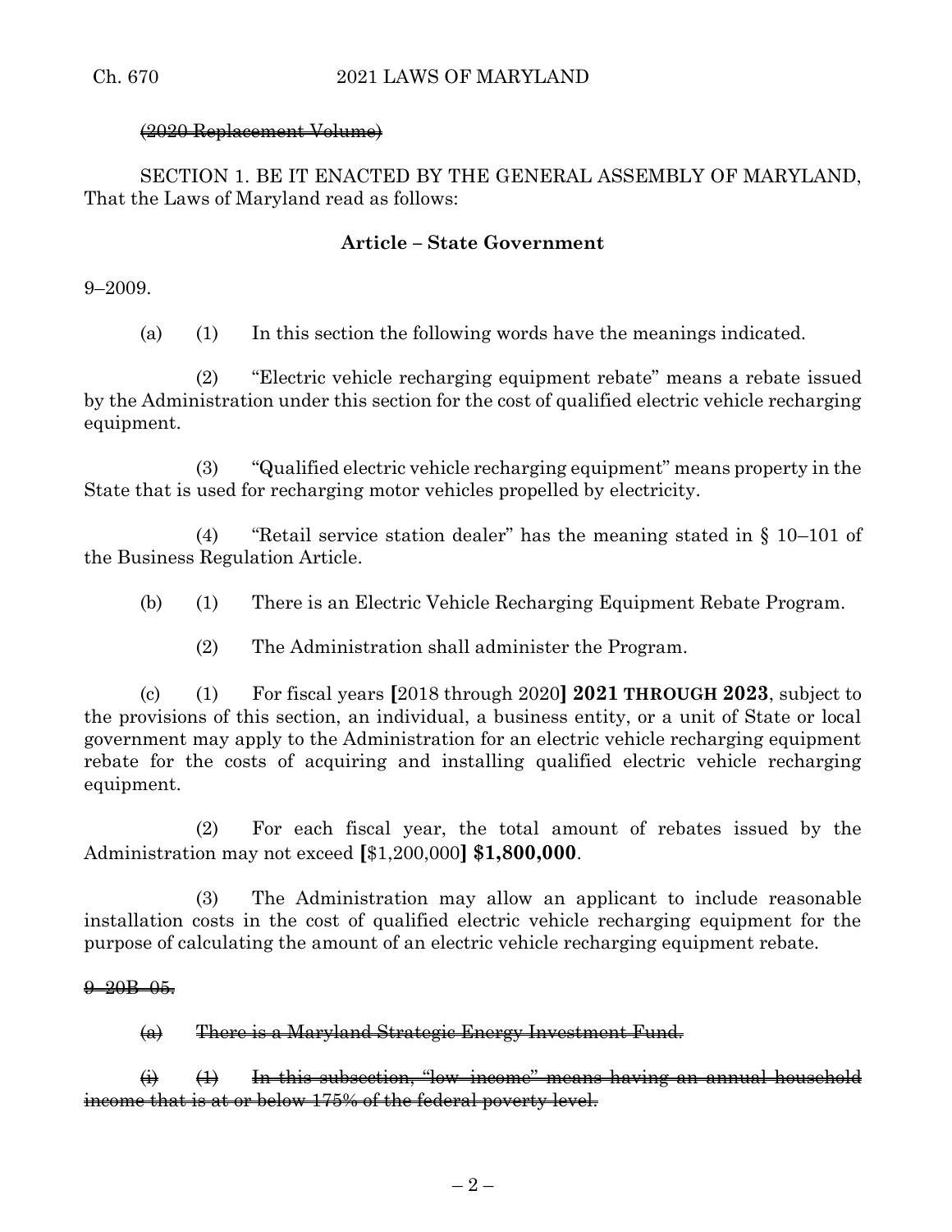~~(2020 Replacement Volume)~~

SECTION 1. BE IT ENACTED BY THE GENERAL ASSEMBLY OF MARYLAND, That the Laws of Maryland read as follows:

**Article – State Government**

9–2009.

(a) (1) In this section the following words have the meanings indicated.

(2) "Electric vehicle recharging equipment rebate" means a rebate issued by the Administration under this section for the cost of qualified electric vehicle recharging equipment.

(3) "Qualified electric vehicle recharging equipment" means property in the State that is used for recharging motor vehicles propelled by electricity.

(4) "Retail service station dealer" has the meaning stated in § 10–101 of the Business Regulation Article.

(b) (1) There is an Electric Vehicle Recharging Equipment Rebate Program.

(2) The Administration shall administer the Program.

(c) (1) For fiscal years **[**2018 through 2020**] 2021 THROUGH 2023**, subject to the provisions of this section, an individual, a business entity, or a unit of State or local government may apply to the Administration for an electric vehicle recharging equipment rebate for the costs of acquiring and installing qualified electric vehicle recharging equipment.

(2) For each fiscal year, the total amount of rebates issued by the Administration may not exceed **[**$1,200,000**] $1,800,000**.

(3) The Administration may allow an applicant to include reasonable installation costs in the cost of qualified electric vehicle recharging equipment for the purpose of calculating the amount of an electric vehicle recharging equipment rebate.

~~9–20B–05.~~

~~(a) There is a Maryland Strategic Energy Investment Fund.~~

~~(i) (1) In this subsection, "low–income" means having an annual household income that is at or below 175% of the federal poverty level.~~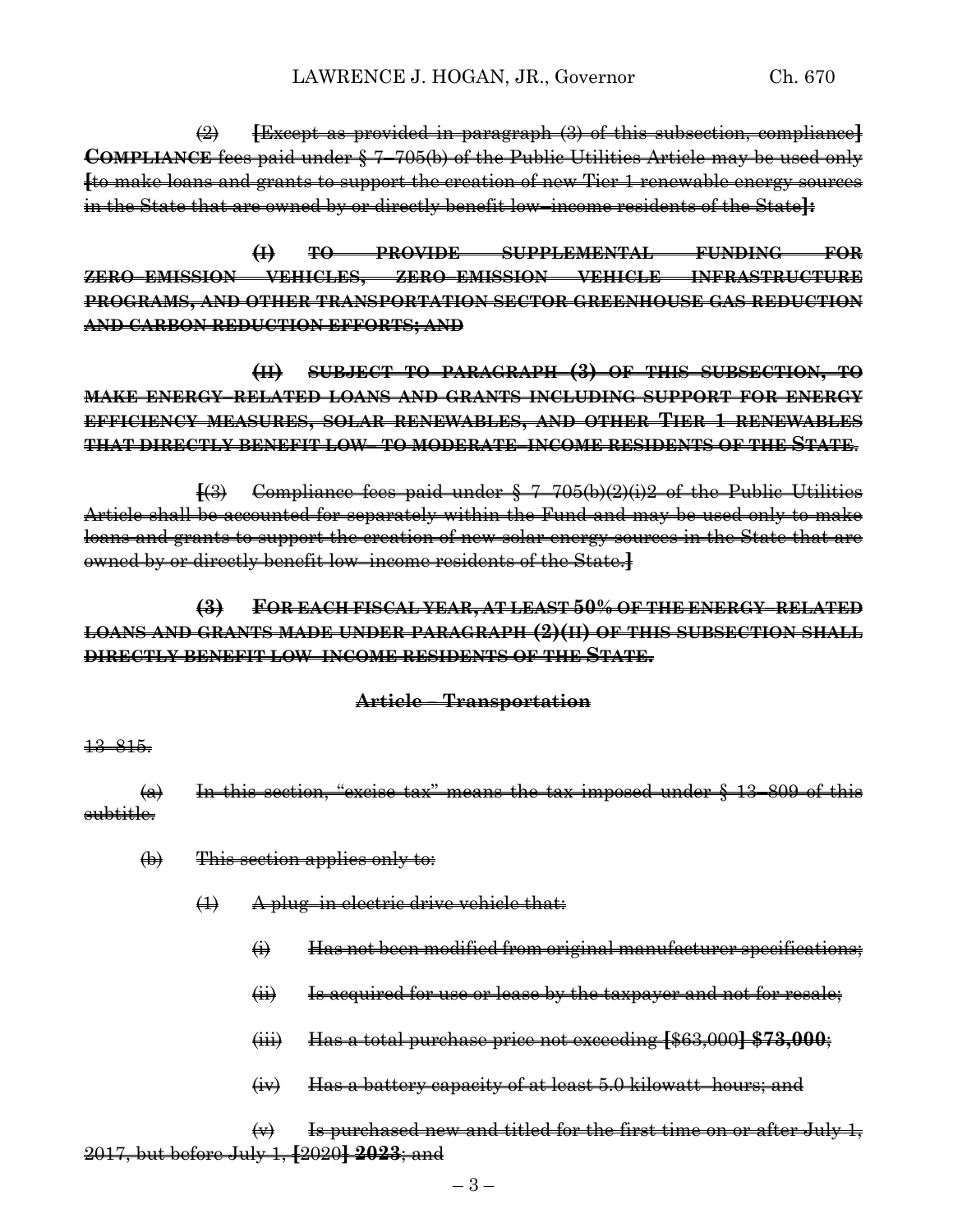(2) [Except as provided in paragraph (3) of this subsection, compliance] **COMPLIANCE** fees paid under § 7–705(b) of the Public Utilities Article may be used only [to make loans and grants to support the creation of new Tier 1 renewable energy sources in the State that are owned by or directly benefit low–income residents of the State]**:**

**(I) TO PROVIDE SUPPLEMENTAL FUNDING FOR ZERO–EMISSION VEHICLES, ZERO–EMISSION VEHICLE INFRASTRUCTURE PROGRAMS, AND OTHER TRANSPORTATION SECTOR GREENHOUSE GAS REDUCTION AND CARBON REDUCTION EFFORTS; AND**

**(II) SUBJECT TO PARAGRAPH (3) OF THIS SUBSECTION, TO MAKE ENERGY–RELATED LOANS AND GRANTS INCLUDING SUPPORT FOR ENERGY EFFICIENCY MEASURES, SOLAR RENEWABLES, AND OTHER TIER 1 RENEWABLES THAT DIRECTLY BENEFIT LOW– TO MODERATE–INCOME RESIDENTS OF THE STATE**.

[(3) Compliance fees paid under § 7–705(b)(2)(i)2 of the Public Utilities Article shall be accounted for separately within the Fund and may be used only to make loans and grants to support the creation of new solar energy sources in the State that are owned by or directly benefit low–income residents of the State.]

**(3) FOR EACH FISCAL YEAR, AT LEAST 50% OF THE ENERGY–RELATED LOANS AND GRANTS MADE UNDER PARAGRAPH (2)(II) OF THIS SUBSECTION SHALL DIRECTLY BENEFIT LOW–INCOME RESIDENTS OF THE STATE.**

**Article – Transportation**

13–815.

(a) In this section, "excise tax" means the tax imposed under § 13–809 of this subtitle.

(b) This section applies only to:

(1) A plug–in electric drive vehicle that:

(i) Has not been modified from original manufacturer specifications;

(ii) Is acquired for use or lease by the taxpayer and not for resale;

(iii) Has a total purchase price not exceeding [$63,000] **$73,000**;

(iv) Has a battery capacity of at least 5.0 kilowatt–hours; and

(v) Is purchased new and titled for the first time on or after July 1, 2017, but before July 1, [2020] **2023**; and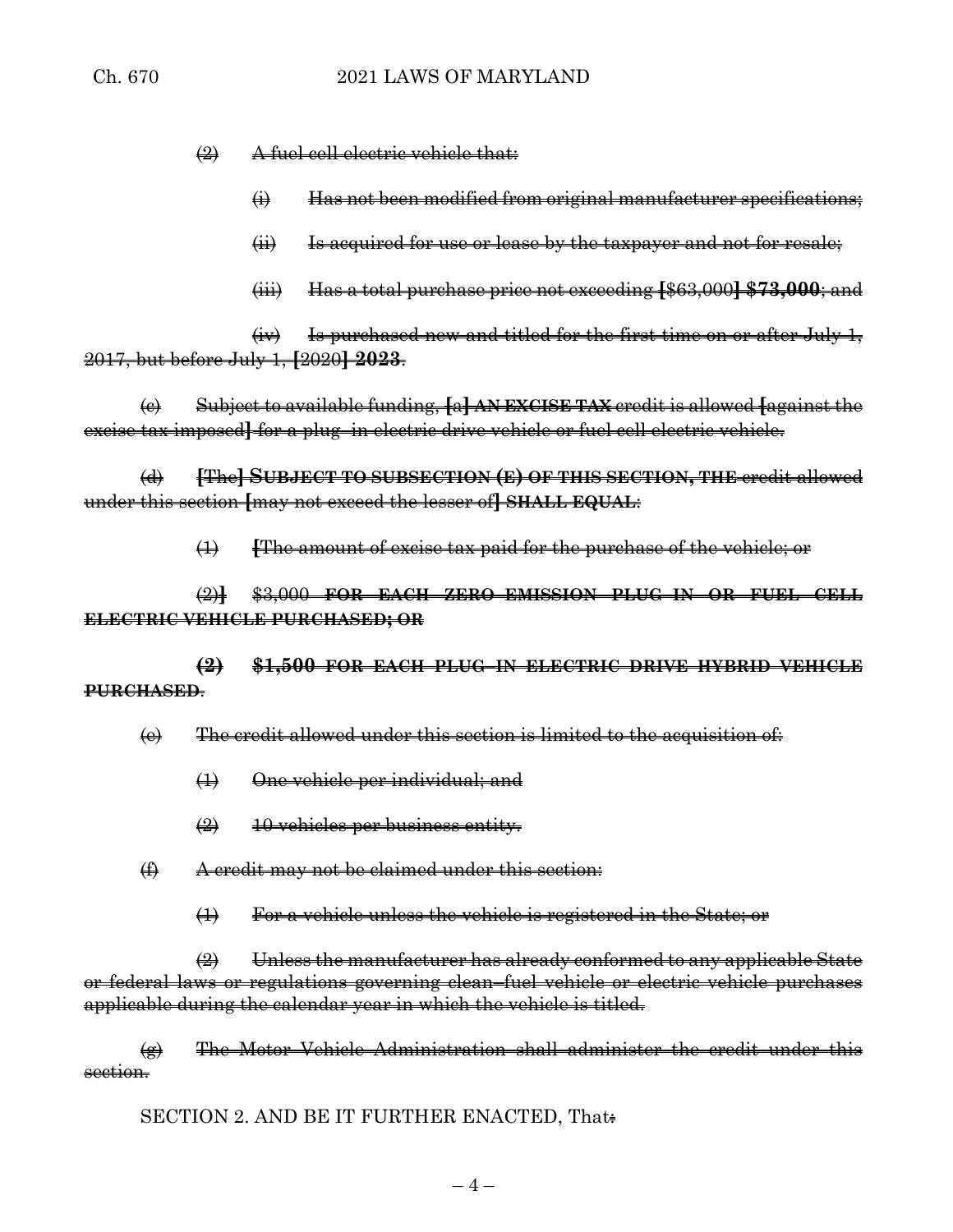(2) A fuel cell electric vehicle that:

(i) Has not been modified from original manufacturer specifications;

(ii) Is acquired for use or lease by the taxpayer and not for resale;

(iii) Has a total purchase price not exceeding [$63,000] **$73,000**; and

(iv) Is purchased new and titled for the first time on or after July 1, 2017, but before July 1, [2020] **2023**.

(c) Subject to available funding, [a] **AN EXCISE TAX** credit is allowed [against the excise tax imposed] for a plug–in electric drive vehicle or fuel cell electric vehicle.

(d) [The] **SUBJECT TO SUBSECTION (E) OF THIS SECTION, THE** credit allowed under this section [may not exceed the lesser of] **SHALL EQUAL**:

(1) [The amount of excise tax paid for the purchase of the vehicle; or

(2)] $3,000 **FOR EACH ZERO EMISSION PLUG–IN OR FUEL CELL ELECTRIC VEHICLE PURCHASED; OR**

**(2) $1,500 FOR EACH PLUG–IN ELECTRIC DRIVE HYBRID VEHICLE PURCHASED**.

(e) The credit allowed under this section is limited to the acquisition of:

(1) One vehicle per individual; and

(2) 10 vehicles per business entity.

(f) A credit may not be claimed under this section:

(1) For a vehicle unless the vehicle is registered in the State; or

(2) Unless the manufacturer has already conformed to any applicable State or federal laws or regulations governing clean–fuel vehicle or electric vehicle purchases applicable during the calendar year in which the vehicle is titled.

(g) The Motor Vehicle Administration shall administer the credit under this section.

SECTION 2. AND BE IT FURTHER ENACTED, That: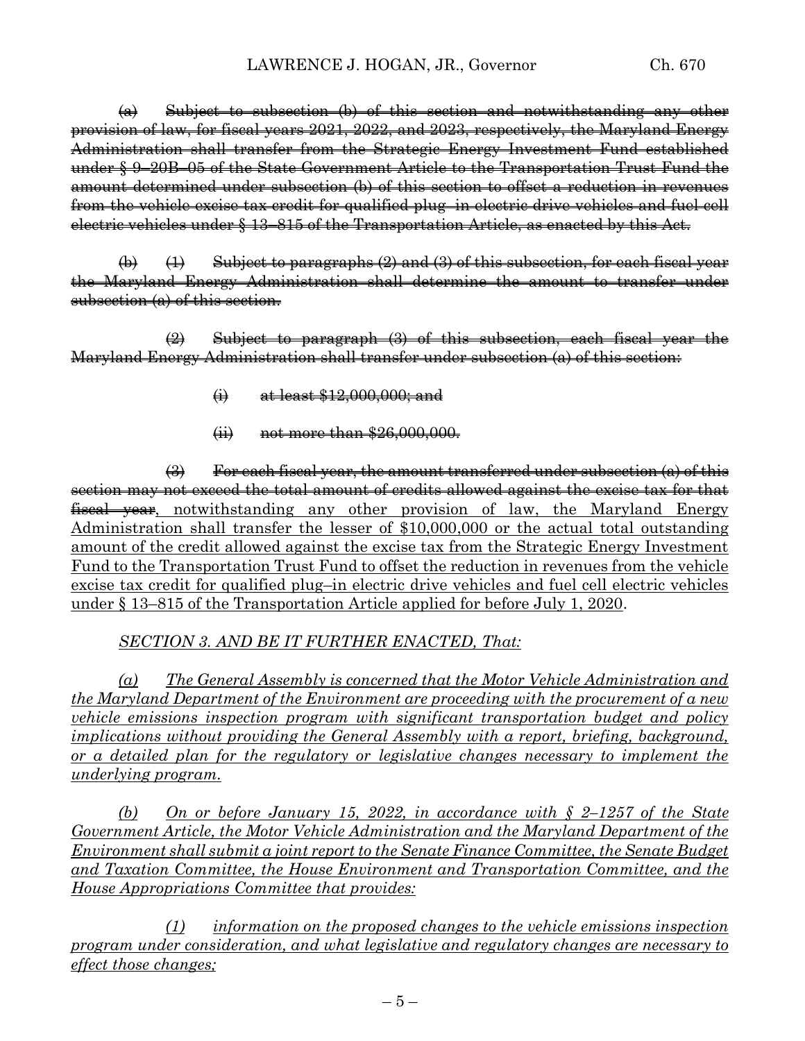~~(a) Subject to subsection (b) of this section and notwithstanding any other provision of law, for fiscal years 2021, 2022, and 2023, respectively, the Maryland Energy Administration shall transfer from the Strategic Energy Investment Fund established under § 9–20B–05 of the State Government Article to the Transportation Trust Fund the amount determined under subsection (b) of this section to offset a reduction in revenues from the vehicle excise tax credit for qualified plug–in electric drive vehicles and fuel cell electric vehicles under § 13–815 of the Transportation Article, as enacted by this Act.~~

~~(b) (1) Subject to paragraphs (2) and (3) of this subsection, for each fiscal year the Maryland Energy Administration shall determine the amount to transfer under subsection (a) of this section.~~

~~(2) Subject to paragraph (3) of this subsection, each fiscal year the Maryland Energy Administration shall transfer under subsection (a) of this section:~~

~~(i) at least $12,000,000; and~~

~~(ii) not more than $26,000,000.~~

~~(3) For each fiscal year, the amount transferred under subsection (a) of this section may not exceed the total amount of credits allowed against the excise tax for that fiscal year~~, <u>notwithstanding any other provision of law, the Maryland Energy Administration shall transfer the lesser of $10,000,000 or the actual total outstanding amount of the credit allowed against the excise tax from the Strategic Energy Investment Fund to the Transportation Trust Fund to offset the reduction in revenues from the vehicle excise tax credit for qualified plug–in electric drive vehicles and fuel cell electric vehicles under § 13–815 of the Transportation Article applied for before July 1, 2020</u>.

<u>*SECTION 3. AND BE IT FURTHER ENACTED, That:*</u>

<u>*(a) The General Assembly is concerned that the Motor Vehicle Administration and the Maryland Department of the Environment are proceeding with the procurement of a new vehicle emissions inspection program with significant transportation budget and policy implications without providing the General Assembly with a report, briefing, background, or a detailed plan for the regulatory or legislative changes necessary to implement the underlying program.*</u>

<u>*(b) On or before January 15, 2022, in accordance with § 2–1257 of the State Government Article, the Motor Vehicle Administration and the Maryland Department of the Environment shall submit a joint report to the Senate Finance Committee, the Senate Budget and Taxation Committee, the House Environment and Transportation Committee, and the House Appropriations Committee that provides:*</u>

<u>*(1) information on the proposed changes to the vehicle emissions inspection program under consideration, and what legislative and regulatory changes are necessary to effect those changes;*</u>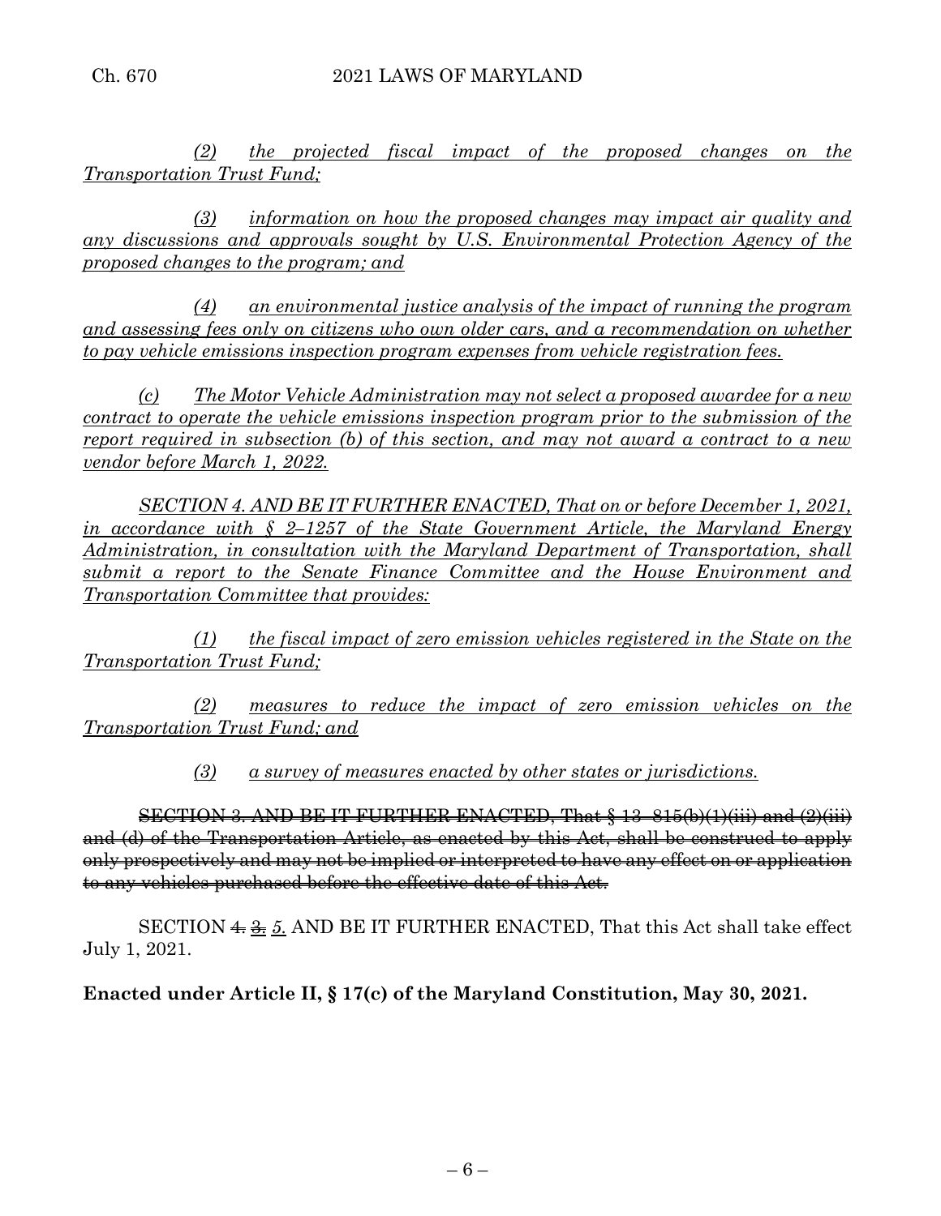*(2) the projected fiscal impact of the proposed changes on the Transportation Trust Fund;*

*(3) information on how the proposed changes may impact air quality and any discussions and approvals sought by U.S. Environmental Protection Agency of the proposed changes to the program; and*

*(4) an environmental justice analysis of the impact of running the program and assessing fees only on citizens who own older cars, and a recommendation on whether to pay vehicle emissions inspection program expenses from vehicle registration fees.*

*(c) The Motor Vehicle Administration may not select a proposed awardee for a new contract to operate the vehicle emissions inspection program prior to the submission of the report required in subsection (b) of this section, and may not award a contract to a new vendor before March 1, 2022.*

*SECTION 4. AND BE IT FURTHER ENACTED, That on or before December 1, 2021, in accordance with § 2–1257 of the State Government Article, the Maryland Energy Administration, in consultation with the Maryland Department of Transportation, shall submit a report to the Senate Finance Committee and the House Environment and Transportation Committee that provides:*

*(1) the fiscal impact of zero emission vehicles registered in the State on the Transportation Trust Fund;*

*(2) measures to reduce the impact of zero emission vehicles on the Transportation Trust Fund; and*

*(3) a survey of measures enacted by other states or jurisdictions.*

~~SECTION 3. AND BE IT FURTHER ENACTED, That § 13–815(b)(1)(iii) and (2)(iii) and (d) of the Transportation Article, as enacted by this Act, shall be construed to apply only prospectively and may not be implied or interpreted to have any effect on or application to any vehicles purchased before the effective date of this Act.~~

SECTION ~~4.~~ ~~3.~~ *5.* AND BE IT FURTHER ENACTED, That this Act shall take effect July 1, 2021.

**Enacted under Article II, § 17(c) of the Maryland Constitution, May 30, 2021.**